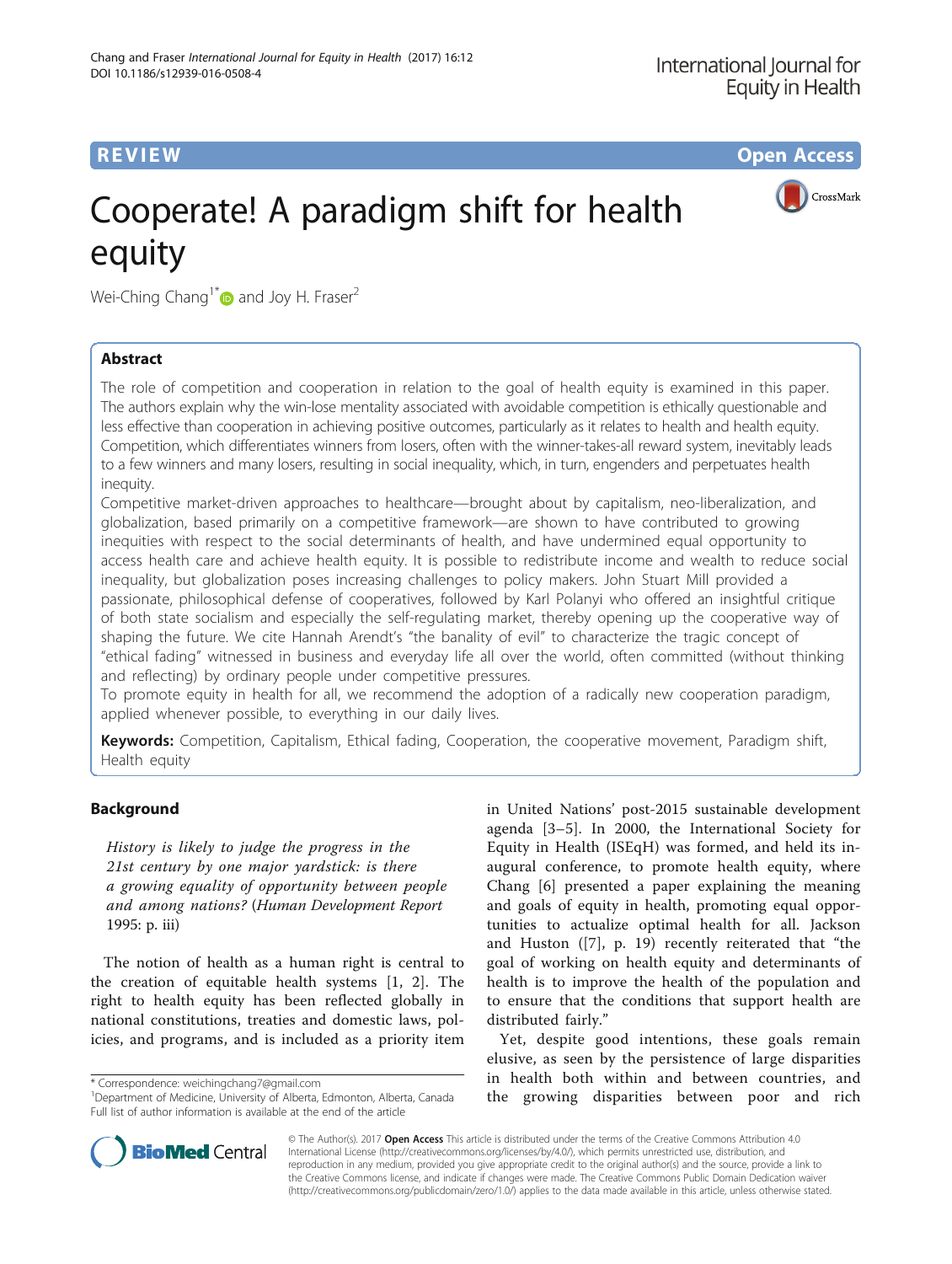REVIEW

Open Access

# Cooperate! A paradigm shift for health equity

Wei-Ching Chang[1*] and Joy H. Fraser[2]

## Abstract

The role of competition and cooperation in relation to the goal of health equity is examined in this paper. The authors explain why the win-lose mentality associated with avoidable competition is ethically questionable and less effective than cooperation in achieving positive outcomes, particularly as it relates to health and health equity. Competition, which differentiates winners from losers, often with the winner-takes-all reward system, inevitably leads to a few winners and many losers, resulting in social inequality, which, in turn, engenders and perpetuates health inequity.

Competitive market-driven approaches to healthcare—brought about by capitalism, neo-liberalization, and globalization, based primarily on a competitive framework—are shown to have contributed to growing inequities with respect to the social determinants of health, and have undermined equal opportunity to access health care and achieve health equity. It is possible to redistribute income and wealth to reduce social inequality, but globalization poses increasing challenges to policy makers. John Stuart Mill provided a passionate, philosophical defense of cooperatives, followed by Karl Polanyi who offered an insightful critique of both state socialism and especially the self-regulating market, thereby opening up the cooperative way of shaping the future. We cite Hannah Arendt's "the banality of evil" to characterize the tragic concept of "ethical fading" witnessed in business and everyday life all over the world, often committed (without thinking and reflecting) by ordinary people under competitive pressures.

To promote equity in health for all, we recommend the adoption of a radically new cooperation paradigm, applied whenever possible, to everything in our daily lives.

**Keywords:** Competition, Capitalism, Ethical fading, Cooperation, the cooperative movement, Paradigm shift, Health equity

## Background

*History is likely to judge the progress in the 21st century by one major yardstick: is there a growing equality of opportunity between people and among nations? (Human Development Report 1995: p. iii)*

The notion of health as a human right is central to the creation of equitable health systems [1, 2]. The right to health equity has been reflected globally in national constitutions, treaties and domestic laws, policies, and programs, and is included as a priority item in United Nations' post-2015 sustainable development agenda [3–5]. In 2000, the International Society for Equity in Health (ISEqH) was formed, and held its inaugural conference, to promote health equity, where Chang [6] presented a paper explaining the meaning and goals of equity in health, promoting equal opportunities to actualize optimal health for all. Jackson and Huston ([7], p. 19) recently reiterated that "the goal of working on health equity and determinants of health is to improve the health of the population and to ensure that the conditions that support health are distributed fairly."

Yet, despite good intentions, these goals remain elusive, as seen by the persistence of large disparities in health both within and between countries, and the growing disparities between poor and rich

\* Correspondence: weichingchang7@gmail.com
[1]Department of Medicine, University of Alberta, Edmonton, Alberta, Canada
Full list of author information is available at the end of the article

© The Author(s). 2017 **Open Access** This article is distributed under the terms of the Creative Commons Attribution 4.0 International License (http://creativecommons.org/licenses/by/4.0/), which permits unrestricted use, distribution, and reproduction in any medium, provided you give appropriate credit to the original author(s) and the source, provide a link to the Creative Commons license, and indicate if changes were made. The Creative Commons Public Domain Dedication waiver (http://creativecommons.org/publicdomain/zero/1.0/) applies to the data made available in this article, unless otherwise stated.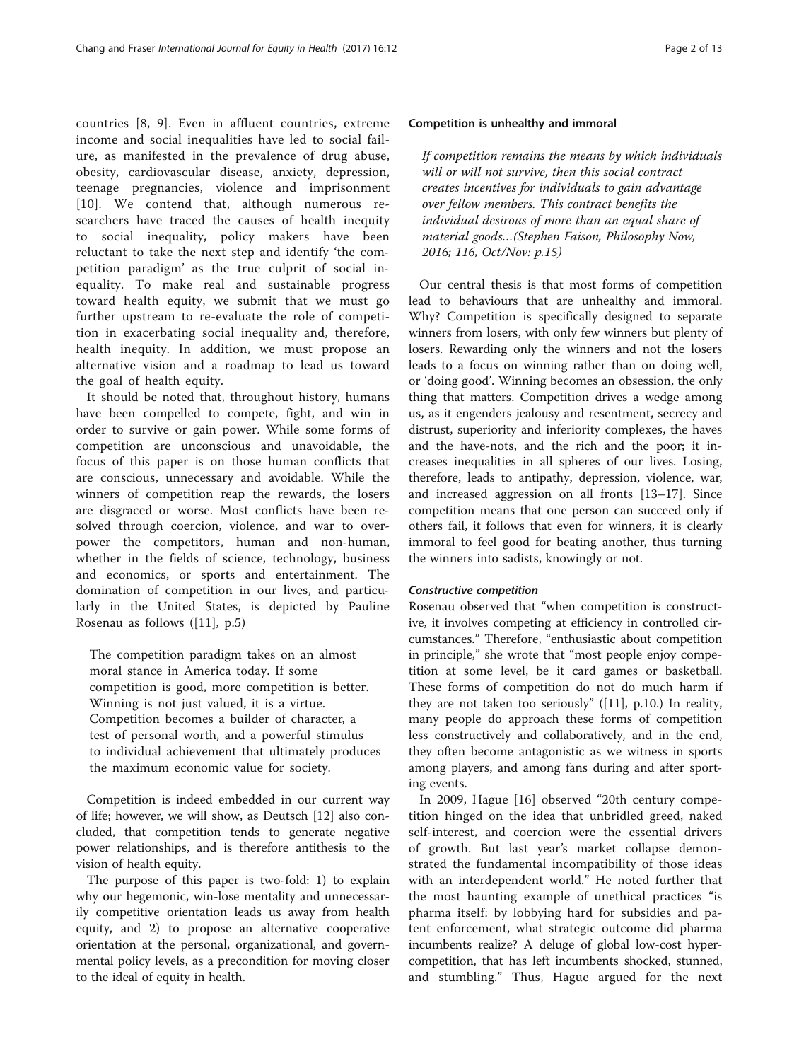countries [8, 9]. Even in affluent countries, extreme income and social inequalities have led to social failure, as manifested in the prevalence of drug abuse, obesity, cardiovascular disease, anxiety, depression, teenage pregnancies, violence and imprisonment [10]. We contend that, although numerous researchers have traced the causes of health inequity to social inequality, policy makers have been reluctant to take the next step and identify 'the competition paradigm' as the true culprit of social inequality. To make real and sustainable progress toward health equity, we submit that we must go further upstream to re-evaluate the role of competition in exacerbating social inequality and, therefore, health inequity. In addition, we must propose an alternative vision and a roadmap to lead us toward the goal of health equity.

It should be noted that, throughout history, humans have been compelled to compete, fight, and win in order to survive or gain power. While some forms of competition are unconscious and unavoidable, the focus of this paper is on those human conflicts that are conscious, unnecessary and avoidable. While the winners of competition reap the rewards, the losers are disgraced or worse. Most conflicts have been resolved through coercion, violence, and war to overpower the competitors, human and non-human, whether in the fields of science, technology, business and economics, or sports and entertainment. The domination of competition in our lives, and particularly in the United States, is depicted by Pauline Rosenau as follows ([11], p.5)

> The competition paradigm takes on an almost moral stance in America today. If some competition is good, more competition is better. Winning is not just valued, it is a virtue. Competition becomes a builder of character, a test of personal worth, and a powerful stimulus to individual achievement that ultimately produces the maximum economic value for society.

Competition is indeed embedded in our current way of life; however, we will show, as Deutsch [12] also concluded, that competition tends to generate negative power relationships, and is therefore antithesis to the vision of health equity.

The purpose of this paper is two-fold: 1) to explain why our hegemonic, win-lose mentality and unnecessarily competitive orientation leads us away from health equity, and 2) to propose an alternative cooperative orientation at the personal, organizational, and governmental policy levels, as a precondition for moving closer to the ideal of equity in health.

## Competition is unhealthy and immoral

> *If competition remains the means by which individuals will or will not survive, then this social contract creates incentives for individuals to gain advantage over fellow members. This contract benefits the individual desirous of more than an equal share of material goods…(Stephen Faison, Philosophy Now, 2016; 116, Oct/Nov: p.15)*

Our central thesis is that most forms of competition lead to behaviours that are unhealthy and immoral. Why? Competition is specifically designed to separate winners from losers, with only few winners but plenty of losers. Rewarding only the winners and not the losers leads to a focus on winning rather than on doing well, or 'doing good'. Winning becomes an obsession, the only thing that matters. Competition drives a wedge among us, as it engenders jealousy and resentment, secrecy and distrust, superiority and inferiority complexes, the haves and the have-nots, and the rich and the poor; it increases inequalities in all spheres of our lives. Losing, therefore, leads to antipathy, depression, violence, war, and increased aggression on all fronts [13–17]. Since competition means that one person can succeed only if others fail, it follows that even for winners, it is clearly immoral to feel good for beating another, thus turning the winners into sadists, knowingly or not.

### *Constructive competition*

Rosenau observed that "when competition is constructive, it involves competing at efficiency in controlled circumstances." Therefore, "enthusiastic about competition in principle," she wrote that "most people enjoy competition at some level, be it card games or basketball. These forms of competition do not do much harm if they are not taken too seriously" ([11], p.10.) In reality, many people do approach these forms of competition less constructively and collaboratively, and in the end, they often become antagonistic as we witness in sports among players, and among fans during and after sporting events.

In 2009, Hague [16] observed "20th century competition hinged on the idea that unbridled greed, naked self-interest, and coercion were the essential drivers of growth. But last year's market collapse demonstrated the fundamental incompatibility of those ideas with an interdependent world." He noted further that the most haunting example of unethical practices "is pharma itself: by lobbying hard for subsidies and patent enforcement, what strategic outcome did pharma incumbents realize? A deluge of global low-cost hypercompetition, that has left incumbents shocked, stunned, and stumbling." Thus, Hague argued for the next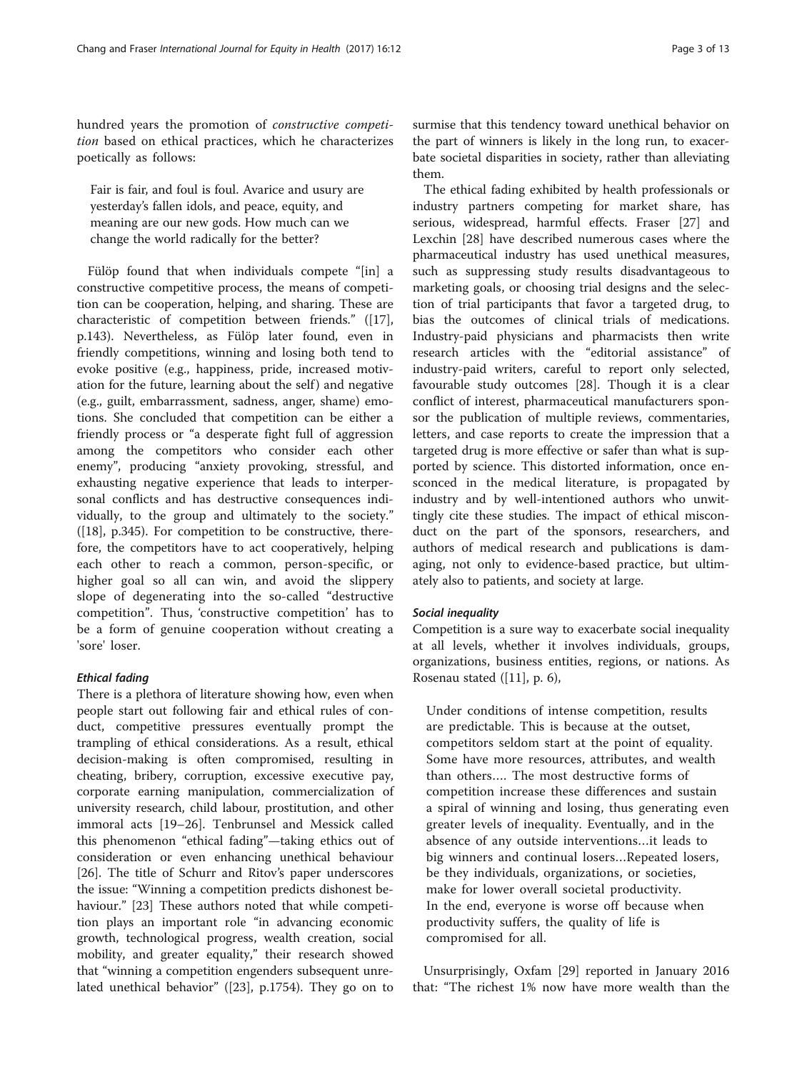hundred years the promotion of *constructive competition* based on ethical practices, which he characterizes poetically as follows:

> Fair is fair, and foul is foul. Avarice and usury are yesterday's fallen idols, and peace, equity, and meaning are our new gods. How much can we change the world radically for the better?

Fülöp found that when individuals compete "[in] a constructive competitive process, the means of competition can be cooperation, helping, and sharing. These are characteristic of competition between friends." ([17], p.143). Nevertheless, as Fülöp later found, even in friendly competitions, winning and losing both tend to evoke positive (e.g., happiness, pride, increased motivation for the future, learning about the self) and negative (e.g., guilt, embarrassment, sadness, anger, shame) emotions. She concluded that competition can be either a friendly process or "a desperate fight full of aggression among the competitors who consider each other enemy", producing "anxiety provoking, stressful, and exhausting negative experience that leads to interpersonal conflicts and has destructive consequences individually, to the group and ultimately to the society." ([18], p.345). For competition to be constructive, therefore, the competitors have to act cooperatively, helping each other to reach a common, person-specific, or higher goal so all can win, and avoid the slippery slope of degenerating into the so-called "destructive competition". Thus, 'constructive competition' has to be a form of genuine cooperation without creating a 'sore' loser.

#### *Ethical fading*

There is a plethora of literature showing how, even when people start out following fair and ethical rules of conduct, competitive pressures eventually prompt the trampling of ethical considerations. As a result, ethical decision-making is often compromised, resulting in cheating, bribery, corruption, excessive executive pay, corporate earning manipulation, commercialization of university research, child labour, prostitution, and other immoral acts [19–26]. Tenbrunsel and Messick called this phenomenon "ethical fading"—taking ethics out of consideration or even enhancing unethical behaviour [26]. The title of Schurr and Ritov's paper underscores the issue: "Winning a competition predicts dishonest behaviour." [23] These authors noted that while competition plays an important role "in advancing economic growth, technological progress, wealth creation, social mobility, and greater equality," their research showed that "winning a competition engenders subsequent unrelated unethical behavior" ([23], p.1754). They go on to surmise that this tendency toward unethical behavior on the part of winners is likely in the long run, to exacerbate societal disparities in society, rather than alleviating them.

The ethical fading exhibited by health professionals or industry partners competing for market share, has serious, widespread, harmful effects. Fraser [27] and Lexchin [28] have described numerous cases where the pharmaceutical industry has used unethical measures, such as suppressing study results disadvantageous to marketing goals, or choosing trial designs and the selection of trial participants that favor a targeted drug, to bias the outcomes of clinical trials of medications. Industry-paid physicians and pharmacists then write research articles with the "editorial assistance" of industry-paid writers, careful to report only selected, favourable study outcomes [28]. Though it is a clear conflict of interest, pharmaceutical manufacturers sponsor the publication of multiple reviews, commentaries, letters, and case reports to create the impression that a targeted drug is more effective or safer than what is supported by science. This distorted information, once ensconced in the medical literature, is propagated by industry and by well-intentioned authors who unwittingly cite these studies. The impact of ethical misconduct on the part of the sponsors, researchers, and authors of medical research and publications is damaging, not only to evidence-based practice, but ultimately also to patients, and society at large.

#### *Social inequality*

Competition is a sure way to exacerbate social inequality at all levels, whether it involves individuals, groups, organizations, business entities, regions, or nations. As Rosenau stated ([11], p. 6),

> Under conditions of intense competition, results are predictable. This is because at the outset, competitors seldom start at the point of equality. Some have more resources, attributes, and wealth than others…. The most destructive forms of competition increase these differences and sustain a spiral of winning and losing, thus generating even greater levels of inequality. Eventually, and in the absence of any outside interventions…it leads to big winners and continual losers…Repeated losers, be they individuals, organizations, or societies, make for lower overall societal productivity. In the end, everyone is worse off because when productivity suffers, the quality of life is compromised for all.

Unsurprisingly, Oxfam [29] reported in January 2016 that: "The richest 1% now have more wealth than the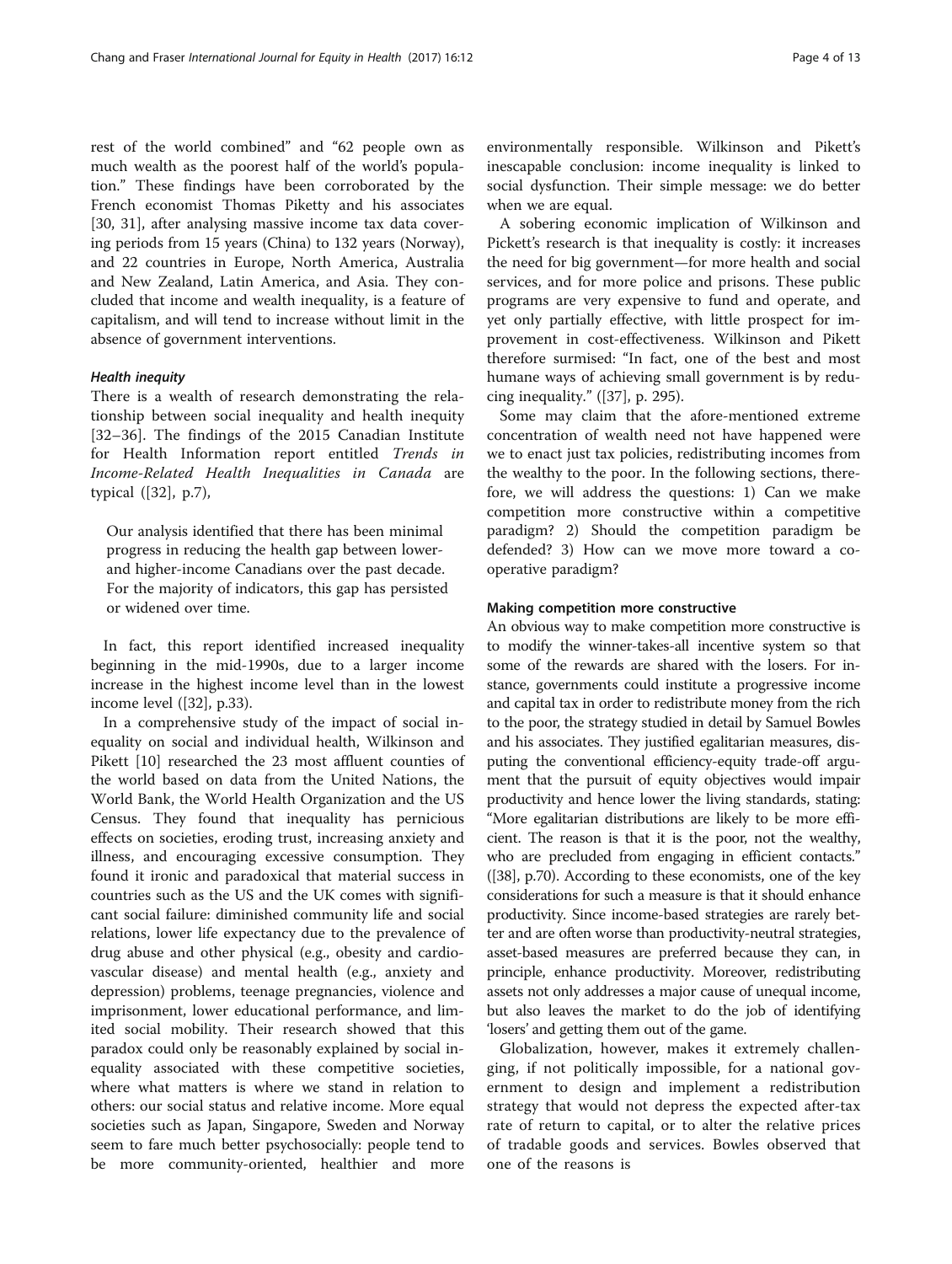rest of the world combined" and "62 people own as much wealth as the poorest half of the world's population." These findings have been corroborated by the French economist Thomas Piketty and his associates [30, 31], after analysing massive income tax data covering periods from 15 years (China) to 132 years (Norway), and 22 countries in Europe, North America, Australia and New Zealand, Latin America, and Asia. They concluded that income and wealth inequality, is a feature of capitalism, and will tend to increase without limit in the absence of government interventions.

### *Health inequity*

There is a wealth of research demonstrating the relationship between social inequality and health inequity [32–36]. The findings of the 2015 Canadian Institute for Health Information report entitled *Trends in Income-Related Health Inequalities in Canada* are typical ([32], p.7),

> Our analysis identified that there has been minimal progress in reducing the health gap between lower- and higher-income Canadians over the past decade. For the majority of indicators, this gap has persisted or widened over time.

In fact, this report identified increased inequality beginning in the mid-1990s, due to a larger income increase in the highest income level than in the lowest income level ([32], p.33).

In a comprehensive study of the impact of social inequality on social and individual health, Wilkinson and Pikett [10] researched the 23 most affluent counties of the world based on data from the United Nations, the World Bank, the World Health Organization and the US Census. They found that inequality has pernicious effects on societies, eroding trust, increasing anxiety and illness, and encouraging excessive consumption. They found it ironic and paradoxical that material success in countries such as the US and the UK comes with significant social failure: diminished community life and social relations, lower life expectancy due to the prevalence of drug abuse and other physical (e.g., obesity and cardiovascular disease) and mental health (e.g., anxiety and depression) problems, teenage pregnancies, violence and imprisonment, lower educational performance, and limited social mobility. Their research showed that this paradox could only be reasonably explained by social inequality associated with these competitive societies, where what matters is where we stand in relation to others: our social status and relative income. More equal societies such as Japan, Singapore, Sweden and Norway seem to fare much better psychosocially: people tend to be more community-oriented, healthier and more environmentally responsible. Wilkinson and Pikett's inescapable conclusion: income inequality is linked to social dysfunction. Their simple message: we do better when we are equal.

A sobering economic implication of Wilkinson and Pickett's research is that inequality is costly: it increases the need for big government—for more health and social services, and for more police and prisons. These public programs are very expensive to fund and operate, and yet only partially effective, with little prospect for improvement in cost-effectiveness. Wilkinson and Pikett therefore surmised: "In fact, one of the best and most humane ways of achieving small government is by reducing inequality." ([37], p. 295).

Some may claim that the afore-mentioned extreme concentration of wealth need not have happened were we to enact just tax policies, redistributing incomes from the wealthy to the poor. In the following sections, therefore, we will address the questions: 1) Can we make competition more constructive within a competitive paradigm? 2) Should the competition paradigm be defended? 3) How can we move more toward a cooperative paradigm?

### Making competition more constructive

An obvious way to make competition more constructive is to modify the winner-takes-all incentive system so that some of the rewards are shared with the losers. For instance, governments could institute a progressive income and capital tax in order to redistribute money from the rich to the poor, the strategy studied in detail by Samuel Bowles and his associates. They justified egalitarian measures, disputing the conventional efficiency-equity trade-off argument that the pursuit of equity objectives would impair productivity and hence lower the living standards, stating: "More egalitarian distributions are likely to be more efficient. The reason is that it is the poor, not the wealthy, who are precluded from engaging in efficient contacts." ([38], p.70). According to these economists, one of the key considerations for such a measure is that it should enhance productivity. Since income-based strategies are rarely better and are often worse than productivity-neutral strategies, asset-based measures are preferred because they can, in principle, enhance productivity. Moreover, redistributing assets not only addresses a major cause of unequal income, but also leaves the market to do the job of identifying 'losers' and getting them out of the game.

Globalization, however, makes it extremely challenging, if not politically impossible, for a national government to design and implement a redistribution strategy that would not depress the expected after-tax rate of return to capital, or to alter the relative prices of tradable goods and services. Bowles observed that one of the reasons is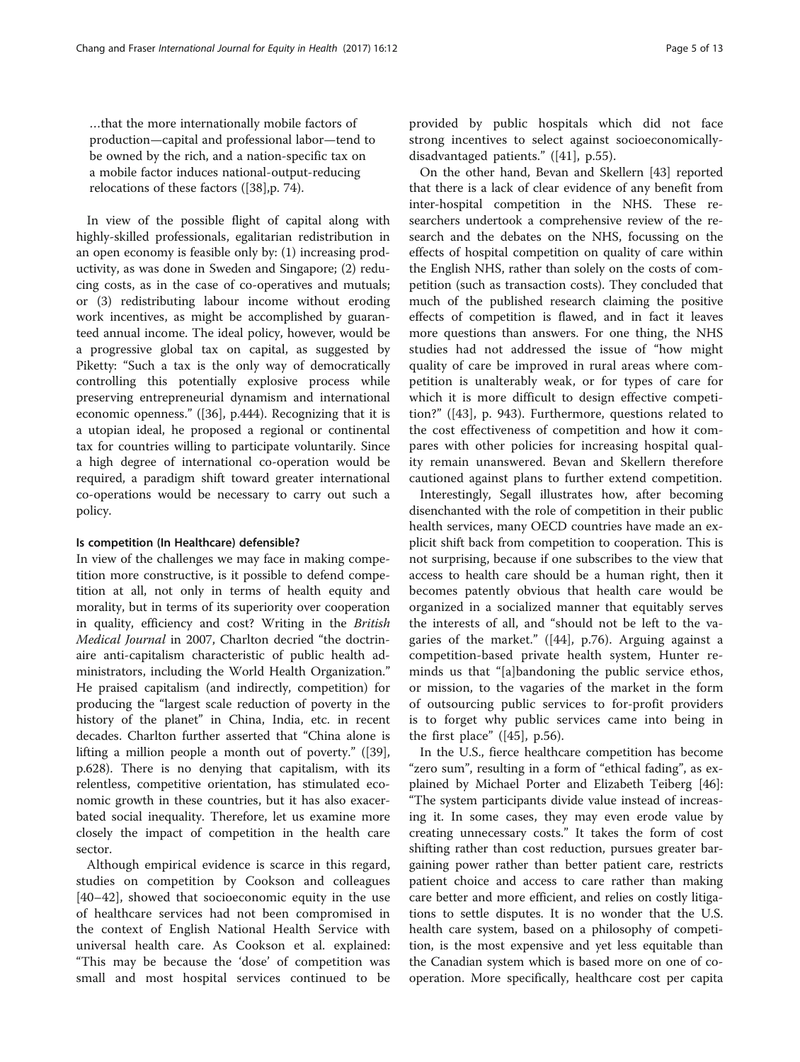…that the more internationally mobile factors of production—capital and professional labor—tend to be owned by the rich, and a nation-specific tax on a mobile factor induces national-output-reducing relocations of these factors ([38],p. 74).

In view of the possible flight of capital along with highly-skilled professionals, egalitarian redistribution in an open economy is feasible only by: (1) increasing productivity, as was done in Sweden and Singapore; (2) reducing costs, as in the case of co-operatives and mutuals; or (3) redistributing labour income without eroding work incentives, as might be accomplished by guaranteed annual income. The ideal policy, however, would be a progressive global tax on capital, as suggested by Piketty: "Such a tax is the only way of democratically controlling this potentially explosive process while preserving entrepreneurial dynamism and international economic openness." ([36], p.444). Recognizing that it is a utopian ideal, he proposed a regional or continental tax for countries willing to participate voluntarily. Since a high degree of international co-operation would be required, a paradigm shift toward greater international co-operations would be necessary to carry out such a policy.

### Is competition (In Healthcare) defensible?

In view of the challenges we may face in making competition more constructive, is it possible to defend competition at all, not only in terms of health equity and morality, but in terms of its superiority over cooperation in quality, efficiency and cost? Writing in the *British Medical Journal* in 2007, Charlton decried "the doctrinaire anti-capitalism characteristic of public health administrators, including the World Health Organization." He praised capitalism (and indirectly, competition) for producing the "largest scale reduction of poverty in the history of the planet" in China, India, etc. in recent decades. Charlton further asserted that "China alone is lifting a million people a month out of poverty." ([39], p.628). There is no denying that capitalism, with its relentless, competitive orientation, has stimulated economic growth in these countries, but it has also exacerbated social inequality. Therefore, let us examine more closely the impact of competition in the health care sector.

Although empirical evidence is scarce in this regard, studies on competition by Cookson and colleagues [40–42], showed that socioeconomic equity in the use of healthcare services had not been compromised in the context of English National Health Service with universal health care. As Cookson et al. explained: "This may be because the 'dose' of competition was small and most hospital services continued to be provided by public hospitals which did not face strong incentives to select against socioeconomically-disadvantaged patients." ([41], p.55).

On the other hand, Bevan and Skellern [43] reported that there is a lack of clear evidence of any benefit from inter-hospital competition in the NHS. These researchers undertook a comprehensive review of the research and the debates on the NHS, focussing on the effects of hospital competition on quality of care within the English NHS, rather than solely on the costs of competition (such as transaction costs). They concluded that much of the published research claiming the positive effects of competition is flawed, and in fact it leaves more questions than answers. For one thing, the NHS studies had not addressed the issue of "how might quality of care be improved in rural areas where competition is unalterably weak, or for types of care for which it is more difficult to design effective competition?" ([43], p. 943). Furthermore, questions related to the cost effectiveness of competition and how it compares with other policies for increasing hospital quality remain unanswered. Bevan and Skellern therefore cautioned against plans to further extend competition.

Interestingly, Segall illustrates how, after becoming disenchanted with the role of competition in their public health services, many OECD countries have made an explicit shift back from competition to cooperation. This is not surprising, because if one subscribes to the view that access to health care should be a human right, then it becomes patently obvious that health care would be organized in a socialized manner that equitably serves the interests of all, and "should not be left to the vagaries of the market." ([44], p.76). Arguing against a competition-based private health system, Hunter reminds us that "[a]bandoning the public service ethos, or mission, to the vagaries of the market in the form of outsourcing public services to for-profit providers is to forget why public services came into being in the first place" ([45], p.56).

In the U.S., fierce healthcare competition has become "zero sum", resulting in a form of "ethical fading", as explained by Michael Porter and Elizabeth Teiberg [46]: "The system participants divide value instead of increasing it. In some cases, they may even erode value by creating unnecessary costs." It takes the form of cost shifting rather than cost reduction, pursues greater bargaining power rather than better patient care, restricts patient choice and access to care rather than making care better and more efficient, and relies on costly litigations to settle disputes. It is no wonder that the U.S. health care system, based on a philosophy of competition, is the most expensive and yet less equitable than the Canadian system which is based more on one of co-operation. More specifically, healthcare cost per capita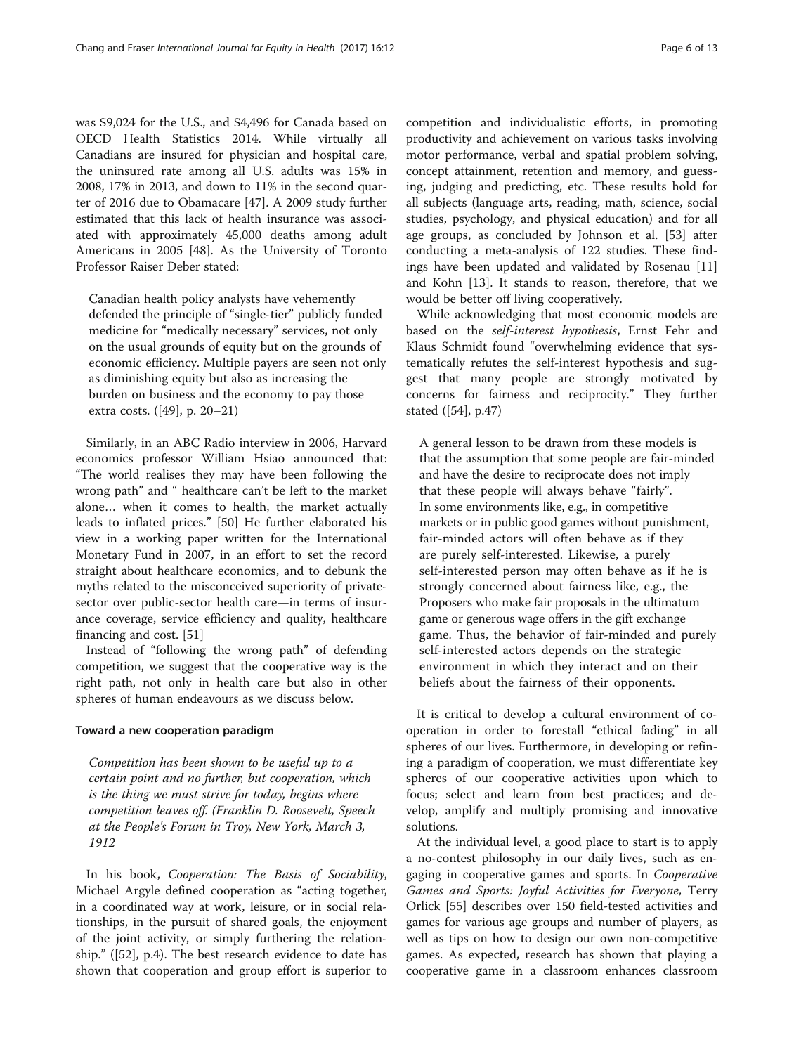was $9,024 for the U.S., and $4,496 for Canada based on OECD Health Statistics 2014. While virtually all Canadians are insured for physician and hospital care, the uninsured rate among all U.S. adults was 15% in 2008, 17% in 2013, and down to 11% in the second quarter of 2016 due to Obamacare [47]. A 2009 study further estimated that this lack of health insurance was associated with approximately 45,000 deaths among adult Americans in 2005 [48]. As the University of Toronto Professor Raiser Deber stated:

> Canadian health policy analysts have vehemently defended the principle of "single-tier" publicly funded medicine for "medically necessary" services, not only on the usual grounds of equity but on the grounds of economic efficiency. Multiple payers are seen not only as diminishing equity but also as increasing the burden on business and the economy to pay those extra costs. ([49], p. 20–21)

Similarly, in an ABC Radio interview in 2006, Harvard economics professor William Hsiao announced that: "The world realises they may have been following the wrong path" and " healthcare can't be left to the market alone… when it comes to health, the market actually leads to inflated prices." [50] He further elaborated his view in a working paper written for the International Monetary Fund in 2007, in an effort to set the record straight about healthcare economics, and to debunk the myths related to the misconceived superiority of private-sector over public-sector health care—in terms of insurance coverage, service efficiency and quality, healthcare financing and cost. [51]

Instead of "following the wrong path" of defending competition, we suggest that the cooperative way is the right path, not only in health care but also in other spheres of human endeavours as we discuss below.

#### Toward a new cooperation paradigm

> *Competition has been shown to be useful up to a certain point and no further, but cooperation, which is the thing we must strive for today, begins where competition leaves off. (Franklin D. Roosevelt, Speech at the People's Forum in Troy, New York, March 3, 1912*

In his book, *Cooperation: The Basis of Sociability*, Michael Argyle defined cooperation as "acting together, in a coordinated way at work, leisure, or in social relationships, in the pursuit of shared goals, the enjoyment of the joint activity, or simply furthering the relationship." ([52], p.4). The best research evidence to date has shown that cooperation and group effort is superior to competition and individualistic efforts, in promoting productivity and achievement on various tasks involving motor performance, verbal and spatial problem solving, concept attainment, retention and memory, and guessing, judging and predicting, etc. These results hold for all subjects (language arts, reading, math, science, social studies, psychology, and physical education) and for all age groups, as concluded by Johnson et al. [53] after conducting a meta-analysis of 122 studies. These findings have been updated and validated by Rosenau [11] and Kohn [13]. It stands to reason, therefore, that we would be better off living cooperatively.

While acknowledging that most economic models are based on the *self-interest hypothesis*, Ernst Fehr and Klaus Schmidt found "overwhelming evidence that systematically refutes the self-interest hypothesis and suggest that many people are strongly motivated by concerns for fairness and reciprocity." They further stated ([54], p.47)

> A general lesson to be drawn from these models is that the assumption that some people are fair-minded and have the desire to reciprocate does not imply that these people will always behave "fairly". In some environments like, e.g., in competitive markets or in public good games without punishment, fair-minded actors will often behave as if they are purely self-interested. Likewise, a purely self-interested person may often behave as if he is strongly concerned about fairness like, e.g., the Proposers who make fair proposals in the ultimatum game or generous wage offers in the gift exchange game. Thus, the behavior of fair-minded and purely self-interested actors depends on the strategic environment in which they interact and on their beliefs about the fairness of their opponents.

It is critical to develop a cultural environment of cooperation in order to forestall "ethical fading" in all spheres of our lives. Furthermore, in developing or refining a paradigm of cooperation, we must differentiate key spheres of our cooperative activities upon which to focus; select and learn from best practices; and develop, amplify and multiply promising and innovative solutions.

At the individual level, a good place to start is to apply a no-contest philosophy in our daily lives, such as engaging in cooperative games and sports. In *Cooperative Games and Sports: Joyful Activities for Everyone,* Terry Orlick [55] describes over 150 field-tested activities and games for various age groups and number of players, as well as tips on how to design our own non-competitive games. As expected, research has shown that playing a cooperative game in a classroom enhances classroom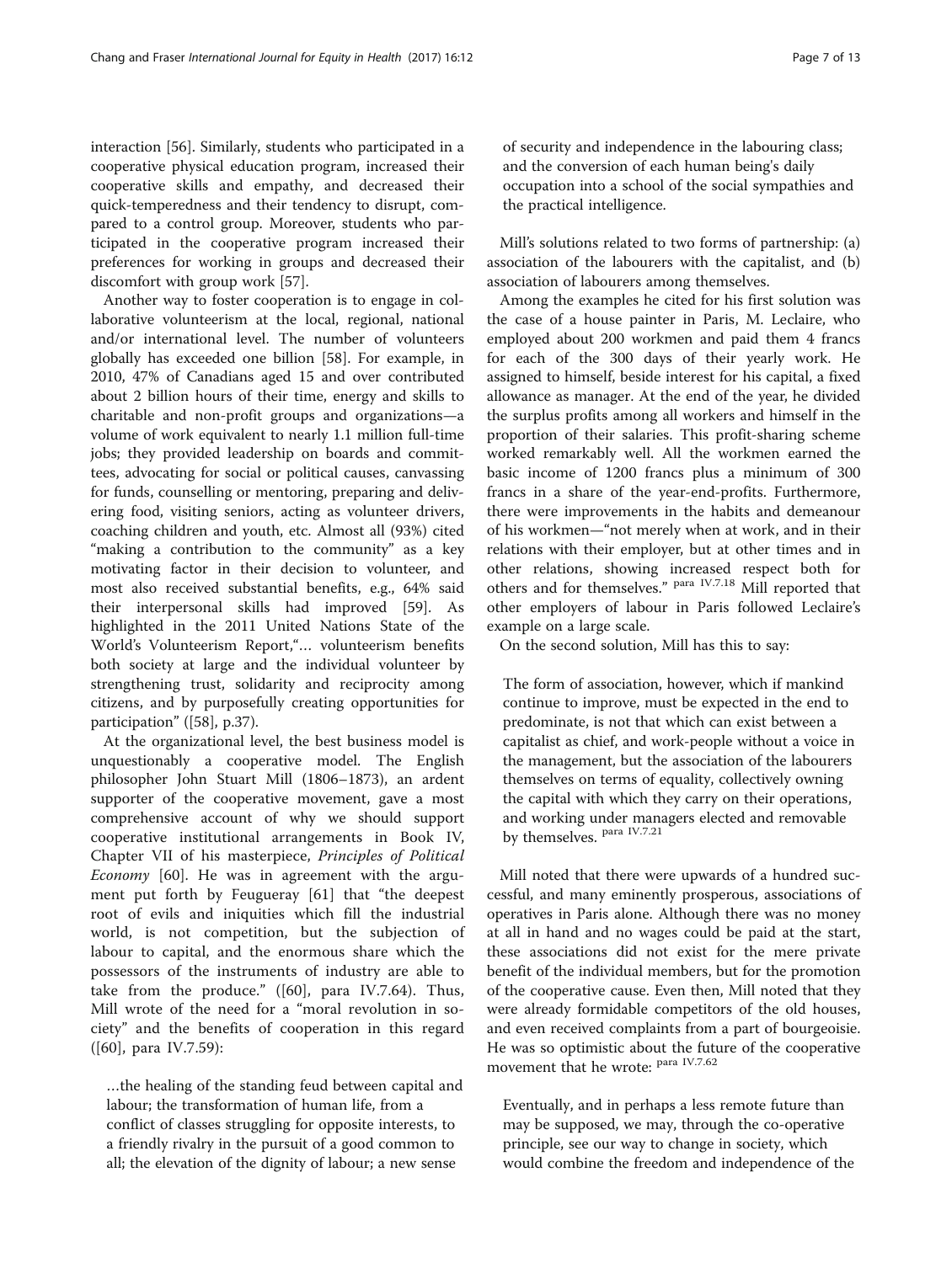interaction [56]. Similarly, students who participated in a cooperative physical education program, increased their cooperative skills and empathy, and decreased their quick-temperedness and their tendency to disrupt, compared to a control group. Moreover, students who participated in the cooperative program increased their preferences for working in groups and decreased their discomfort with group work [57].

Another way to foster cooperation is to engage in collaborative volunteerism at the local, regional, national and/or international level. The number of volunteers globally has exceeded one billion [58]. For example, in 2010, 47% of Canadians aged 15 and over contributed about 2 billion hours of their time, energy and skills to charitable and non-profit groups and organizations—a volume of work equivalent to nearly 1.1 million full-time jobs; they provided leadership on boards and committees, advocating for social or political causes, canvassing for funds, counselling or mentoring, preparing and delivering food, visiting seniors, acting as volunteer drivers, coaching children and youth, etc. Almost all (93%) cited "making a contribution to the community" as a key motivating factor in their decision to volunteer, and most also received substantial benefits, e.g., 64% said their interpersonal skills had improved [59]. As highlighted in the 2011 United Nations State of the World's Volunteerism Report,"… volunteerism benefits both society at large and the individual volunteer by strengthening trust, solidarity and reciprocity among citizens, and by purposefully creating opportunities for participation" ([58], p.37).

At the organizational level, the best business model is unquestionably a cooperative model. The English philosopher John Stuart Mill (1806–1873), an ardent supporter of the cooperative movement, gave a most comprehensive account of why we should support cooperative institutional arrangements in Book IV, Chapter VII of his masterpiece, *Principles of Political Economy* [60]. He was in agreement with the argument put forth by Feugueray [61] that "the deepest root of evils and iniquities which fill the industrial world, is not competition, but the subjection of labour to capital, and the enormous share which the possessors of the instruments of industry are able to take from the produce." ([60], para IV.7.64). Thus, Mill wrote of the need for a "moral revolution in society" and the benefits of cooperation in this regard ([60], para IV.7.59):

> …the healing of the standing feud between capital and labour; the transformation of human life, from a conflict of classes struggling for opposite interests, to a friendly rivalry in the pursuit of a good common to all; the elevation of the dignity of labour; a new sense of security and independence in the labouring class; and the conversion of each human being's daily occupation into a school of the social sympathies and the practical intelligence.

Mill's solutions related to two forms of partnership: (a) association of the labourers with the capitalist, and (b) association of labourers among themselves.

Among the examples he cited for his first solution was the case of a house painter in Paris, M. Leclaire, who employed about 200 workmen and paid them 4 francs for each of the 300 days of their yearly work. He assigned to himself, beside interest for his capital, a fixed allowance as manager. At the end of the year, he divided the surplus profits among all workers and himself in the proportion of their salaries. This profit-sharing scheme worked remarkably well. All the workmen earned the basic income of 1200 francs plus a minimum of 300 francs in a share of the year-end-profits. Furthermore, there were improvements in the habits and demeanour of his workmen—"not merely when at work, and in their relations with their employer, but at other times and in other relations, showing increased respect both for others and for themselves." [para IV.7.18] Mill reported that other employers of labour in Paris followed Leclaire's example on a large scale.

On the second solution, Mill has this to say:

> The form of association, however, which if mankind continue to improve, must be expected in the end to predominate, is not that which can exist between a capitalist as chief, and work-people without a voice in the management, but the association of the labourers themselves on terms of equality, collectively owning the capital with which they carry on their operations, and working under managers elected and removable by themselves. [para IV.7.21]

Mill noted that there were upwards of a hundred successful, and many eminently prosperous, associations of operatives in Paris alone. Although there was no money at all in hand and no wages could be paid at the start, these associations did not exist for the mere private benefit of the individual members, but for the promotion of the cooperative cause. Even then, Mill noted that they were already formidable competitors of the old houses, and even received complaints from a part of bourgeoisie. He was so optimistic about the future of the cooperative movement that he wrote: [para IV.7.62]

> Eventually, and in perhaps a less remote future than may be supposed, we may, through the co-operative principle, see our way to change in society, which would combine the freedom and independence of the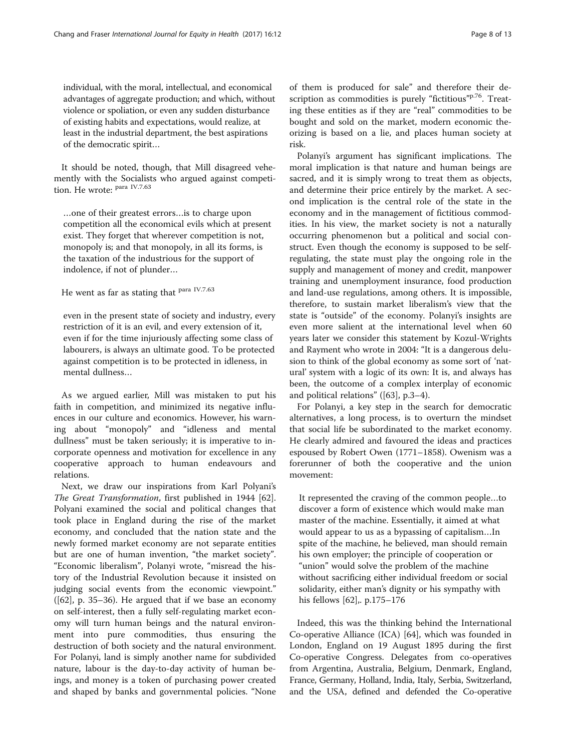individual, with the moral, intellectual, and economical advantages of aggregate production; and which, without violence or spoliation, or even any sudden disturbance of existing habits and expectations, would realize, at least in the industrial department, the best aspirations of the democratic spirit…

It should be noted, though, that Mill disagreed vehemently with the Socialists who argued against competition. He wrote: para IV.7.63

> …one of their greatest errors…is to charge upon competition all the economical evils which at present exist. They forget that wherever competition is not, monopoly is; and that monopoly, in all its forms, is the taxation of the industrious for the support of indolence, if not of plunder…

He went as far as stating that para IV.7.63

> even in the present state of society and industry, every restriction of it is an evil, and every extension of it, even if for the time injuriously affecting some class of labourers, is always an ultimate good. To be protected against competition is to be protected in idleness, in mental dullness…

As we argued earlier, Mill was mistaken to put his faith in competition, and minimized its negative influences in our culture and economics. However, his warning about "monopoly" and "idleness and mental dullness" must be taken seriously; it is imperative to incorporate openness and motivation for excellence in any cooperative approach to human endeavours and relations.

Next, we draw our inspirations from Karl Polyani's *The Great Transformation*, first published in 1944 [62]. Polyani examined the social and political changes that took place in England during the rise of the market economy, and concluded that the nation state and the newly formed market economy are not separate entities but are one of human invention, "the market society". "Economic liberalism", Polanyi wrote, "misread the history of the Industrial Revolution because it insisted on judging social events from the economic viewpoint." ([62], p. 35–36). He argued that if we base an economy on self-interest, then a fully self-regulating market economy will turn human beings and the natural environment into pure commodities, thus ensuring the destruction of both society and the natural environment. For Polanyi, land is simply another name for subdivided nature, labour is the day-to-day activity of human beings, and money is a token of purchasing power created and shaped by banks and governmental policies. "None of them is produced for sale" and therefore their description as commodities is purely "fictitious"p.76. Treating these entities as if they are "real" commodities to be bought and sold on the market, modern economic theorizing is based on a lie, and places human society at risk.

Polanyi's argument has significant implications. The moral implication is that nature and human beings are sacred, and it is simply wrong to treat them as objects, and determine their price entirely by the market. A second implication is the central role of the state in the economy and in the management of fictitious commodities. In his view, the market society is not a naturally occurring phenomenon but a political and social construct. Even though the economy is supposed to be self-regulating, the state must play the ongoing role in the supply and management of money and credit, manpower training and unemployment insurance, food production and land-use regulations, among others. It is impossible, therefore, to sustain market liberalism's view that the state is "outside" of the economy. Polanyi's insights are even more salient at the international level when 60 years later we consider this statement by Kozul-Wrights and Rayment who wrote in 2004: "It is a dangerous delusion to think of the global economy as some sort of 'natural' system with a logic of its own: It is, and always has been, the outcome of a complex interplay of economic and political relations" ([63], p.3–4).

For Polanyi, a key step in the search for democratic alternatives, a long process, is to overturn the mindset that social life be subordinated to the market economy. He clearly admired and favoured the ideas and practices espoused by Robert Owen (1771–1858). Owenism was a forerunner of both the cooperative and the union movement:

> It represented the craving of the common people…to discover a form of existence which would make man master of the machine. Essentially, it aimed at what would appear to us as a bypassing of capitalism…In spite of the machine, he believed, man should remain his own employer; the principle of cooperation or "union" would solve the problem of the machine without sacrificing either individual freedom or social solidarity, either man's dignity or his sympathy with his fellows [62],. p.175–176

Indeed, this was the thinking behind the International Co-operative Alliance (ICA) [64], which was founded in London, England on 19 August 1895 during the first Co-operative Congress. Delegates from co-operatives from Argentina, Australia, Belgium, Denmark, England, France, Germany, Holland, India, Italy, Serbia, Switzerland, and the USA, defined and defended the Co-operative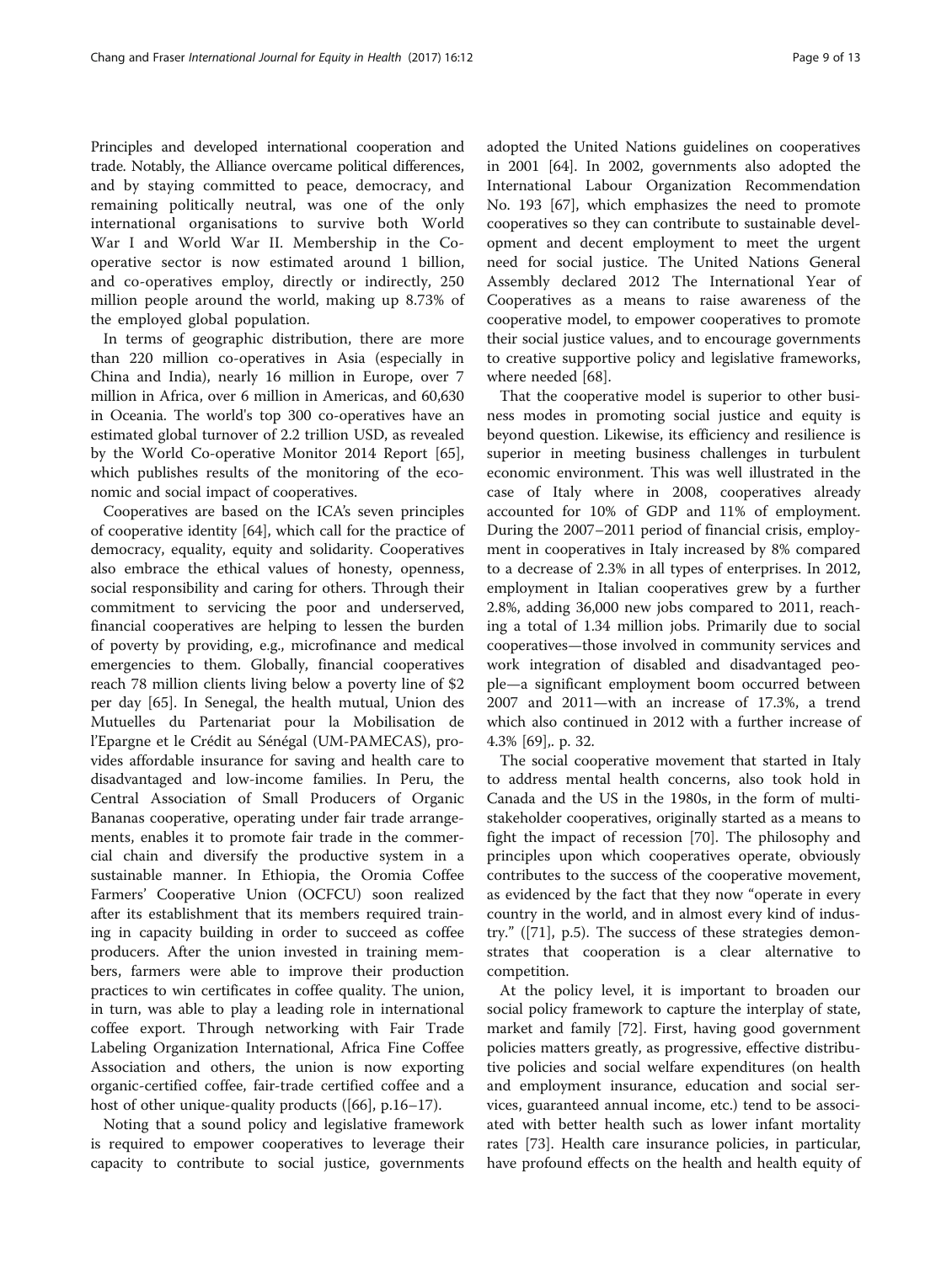Principles and developed international cooperation and trade. Notably, the Alliance overcame political differences, and by staying committed to peace, democracy, and remaining politically neutral, was one of the only international organisations to survive both World War I and World War II. Membership in the Co-operative sector is now estimated around 1 billion, and co-operatives employ, directly or indirectly, 250 million people around the world, making up 8.73% of the employed global population.

In terms of geographic distribution, there are more than 220 million co-operatives in Asia (especially in China and India), nearly 16 million in Europe, over 7 million in Africa, over 6 million in Americas, and 60,630 in Oceania. The world's top 300 co-operatives have an estimated global turnover of 2.2 trillion USD, as revealed by the World Co-operative Monitor 2014 Report [65], which publishes results of the monitoring of the economic and social impact of cooperatives.

Cooperatives are based on the ICA's seven principles of cooperative identity [64], which call for the practice of democracy, equality, equity and solidarity. Cooperatives also embrace the ethical values of honesty, openness, social responsibility and caring for others. Through their commitment to servicing the poor and underserved, financial cooperatives are helping to lessen the burden of poverty by providing, e.g., microfinance and medical emergencies to them. Globally, financial cooperatives reach 78 million clients living below a poverty line of $2 per day [65]. In Senegal, the health mutual, Union des Mutuelles du Partenariat pour la Mobilisation de l'Epargne et le Crédit au Sénégal (UM-PAMECAS), provides affordable insurance for saving and health care to disadvantaged and low-income families. In Peru, the Central Association of Small Producers of Organic Bananas cooperative, operating under fair trade arrangements, enables it to promote fair trade in the commercial chain and diversify the productive system in a sustainable manner. In Ethiopia, the Oromia Coffee Farmers' Cooperative Union (OCFCU) soon realized after its establishment that its members required training in capacity building in order to succeed as coffee producers. After the union invested in training members, farmers were able to improve their production practices to win certificates in coffee quality. The union, in turn, was able to play a leading role in international coffee export. Through networking with Fair Trade Labeling Organization International, Africa Fine Coffee Association and others, the union is now exporting organic-certified coffee, fair-trade certified coffee and a host of other unique-quality products ([66], p.16–17).

Noting that a sound policy and legislative framework is required to empower cooperatives to leverage their capacity to contribute to social justice, governments adopted the United Nations guidelines on cooperatives in 2001 [64]. In 2002, governments also adopted the International Labour Organization Recommendation No. 193 [67], which emphasizes the need to promote cooperatives so they can contribute to sustainable development and decent employment to meet the urgent need for social justice. The United Nations General Assembly declared 2012 The International Year of Cooperatives as a means to raise awareness of the cooperative model, to empower cooperatives to promote their social justice values, and to encourage governments to creative supportive policy and legislative frameworks, where needed [68].

That the cooperative model is superior to other business modes in promoting social justice and equity is beyond question. Likewise, its efficiency and resilience is superior in meeting business challenges in turbulent economic environment. This was well illustrated in the case of Italy where in 2008, cooperatives already accounted for 10% of GDP and 11% of employment. During the 2007–2011 period of financial crisis, employment in cooperatives in Italy increased by 8% compared to a decrease of 2.3% in all types of enterprises. In 2012, employment in Italian cooperatives grew by a further 2.8%, adding 36,000 new jobs compared to 2011, reaching a total of 1.34 million jobs. Primarily due to social cooperatives—those involved in community services and work integration of disabled and disadvantaged people—a significant employment boom occurred between 2007 and 2011—with an increase of 17.3%, a trend which also continued in 2012 with a further increase of 4.3% [69],. p. 32.

The social cooperative movement that started in Italy to address mental health concerns, also took hold in Canada and the US in the 1980s, in the form of multi-stakeholder cooperatives, originally started as a means to fight the impact of recession [70]. The philosophy and principles upon which cooperatives operate, obviously contributes to the success of the cooperative movement, as evidenced by the fact that they now "operate in every country in the world, and in almost every kind of industry." ([71], p.5). The success of these strategies demonstrates that cooperation is a clear alternative to competition.

At the policy level, it is important to broaden our social policy framework to capture the interplay of state, market and family [72]. First, having good government policies matters greatly, as progressive, effective distributive policies and social welfare expenditures (on health and employment insurance, education and social services, guaranteed annual income, etc.) tend to be associated with better health such as lower infant mortality rates [73]. Health care insurance policies, in particular, have profound effects on the health and health equity of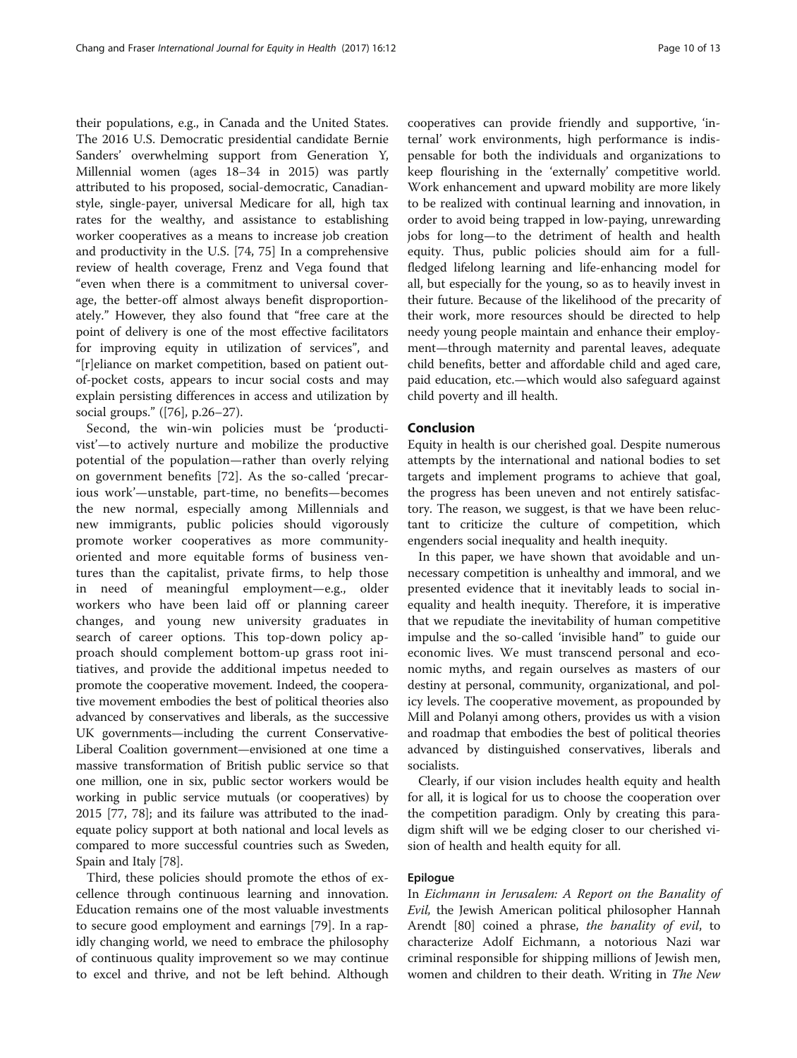their populations, e.g., in Canada and the United States. The 2016 U.S. Democratic presidential candidate Bernie Sanders' overwhelming support from Generation Y, Millennial women (ages 18–34 in 2015) was partly attributed to his proposed, social-democratic, Canadian-style, single-payer, universal Medicare for all, high tax rates for the wealthy, and assistance to establishing worker cooperatives as a means to increase job creation and productivity in the U.S. [74, 75] In a comprehensive review of health coverage, Frenz and Vega found that "even when there is a commitment to universal coverage, the better-off almost always benefit disproportionately." However, they also found that "free care at the point of delivery is one of the most effective facilitators for improving equity in utilization of services", and "[r]eliance on market competition, based on patient out-of-pocket costs, appears to incur social costs and may explain persisting differences in access and utilization by social groups." ([76], p.26–27).

Second, the win-win policies must be 'productivist'—to actively nurture and mobilize the productive potential of the population—rather than overly relying on government benefits [72]. As the so-called 'precarious work'—unstable, part-time, no benefits—becomes the new normal, especially among Millennials and new immigrants, public policies should vigorously promote worker cooperatives as more community-oriented and more equitable forms of business ventures than the capitalist, private firms, to help those in need of meaningful employment—e.g., older workers who have been laid off or planning career changes, and young new university graduates in search of career options. This top-down policy approach should complement bottom-up grass root initiatives, and provide the additional impetus needed to promote the cooperative movement. Indeed, the cooperative movement embodies the best of political theories also advanced by conservatives and liberals, as the successive UK governments—including the current Conservative-Liberal Coalition government—envisioned at one time a massive transformation of British public service so that one million, one in six, public sector workers would be working in public service mutuals (or cooperatives) by 2015 [77, 78]; and its failure was attributed to the inadequate policy support at both national and local levels as compared to more successful countries such as Sweden, Spain and Italy [78].

Third, these policies should promote the ethos of excellence through continuous learning and innovation. Education remains one of the most valuable investments to secure good employment and earnings [79]. In a rapidly changing world, we need to embrace the philosophy of continuous quality improvement so we may continue to excel and thrive, and not be left behind. Although cooperatives can provide friendly and supportive, 'internal' work environments, high performance is indispensable for both the individuals and organizations to keep flourishing in the 'externally' competitive world. Work enhancement and upward mobility are more likely to be realized with continual learning and innovation, in order to avoid being trapped in low-paying, unrewarding jobs for long—to the detriment of health and health equity. Thus, public policies should aim for a full-fledged lifelong learning and life-enhancing model for all, but especially for the young, so as to heavily invest in their future. Because of the likelihood of the precarity of their work, more resources should be directed to help needy young people maintain and enhance their employment—through maternity and parental leaves, adequate child benefits, better and affordable child and aged care, paid education, etc.—which would also safeguard against child poverty and ill health.

## Conclusion

Equity in health is our cherished goal. Despite numerous attempts by the international and national bodies to set targets and implement programs to achieve that goal, the progress has been uneven and not entirely satisfactory. The reason, we suggest, is that we have been reluctant to criticize the culture of competition, which engenders social inequality and health inequity.

In this paper, we have shown that avoidable and unnecessary competition is unhealthy and immoral, and we presented evidence that it inevitably leads to social inequality and health inequity. Therefore, it is imperative that we repudiate the inevitability of human competitive impulse and the so-called 'invisible hand" to guide our economic lives. We must transcend personal and economic myths, and regain ourselves as masters of our destiny at personal, community, organizational, and policy levels. The cooperative movement, as propounded by Mill and Polanyi among others, provides us with a vision and roadmap that embodies the best of political theories advanced by distinguished conservatives, liberals and socialists.

Clearly, if our vision includes health equity and health for all, it is logical for us to choose the cooperation over the competition paradigm. Only by creating this paradigm shift will we be edging closer to our cherished vision of health and health equity for all.

### Epilogue

In *Eichmann in Jerusalem: A Report on the Banality of Evil*, the Jewish American political philosopher Hannah Arendt [80] coined a phrase, *the banality of evil*, to characterize Adolf Eichmann, a notorious Nazi war criminal responsible for shipping millions of Jewish men, women and children to their death. Writing in *The New*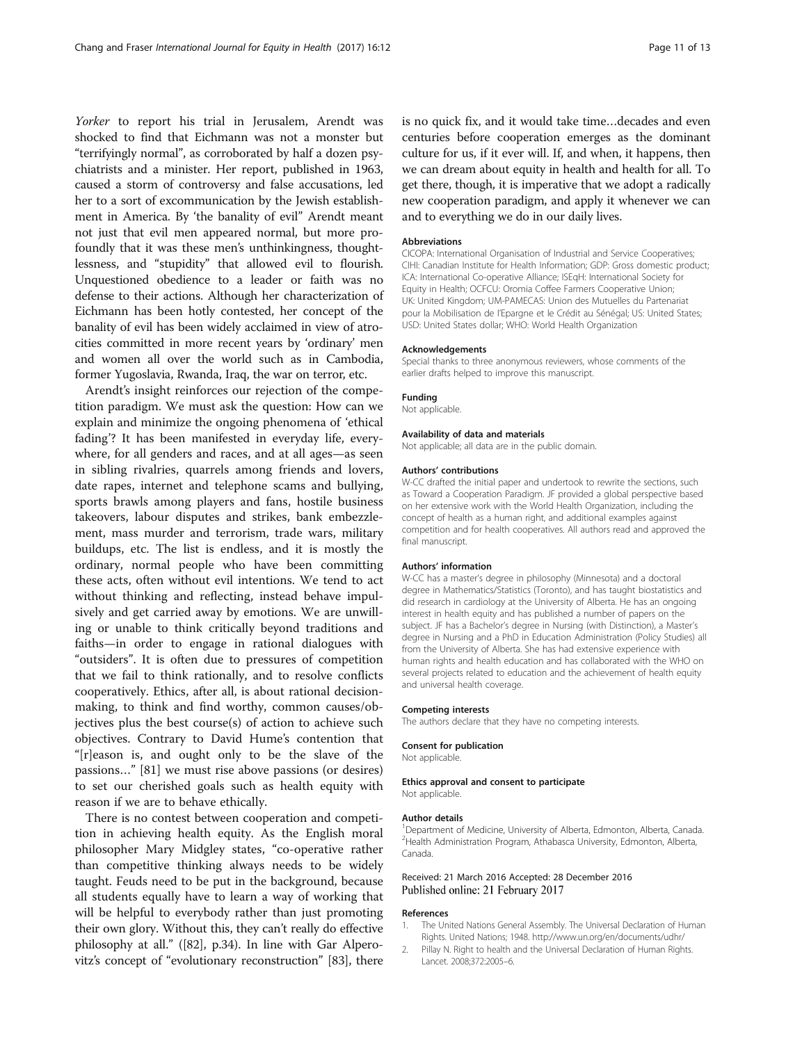*Yorker* to report his trial in Jerusalem, Arendt was shocked to find that Eichmann was not a monster but "terrifyingly normal", as corroborated by half a dozen psychiatrists and a minister. Her report, published in 1963, caused a storm of controversy and false accusations, led her to a sort of excommunication by the Jewish establishment in America. By 'the banality of evil" Arendt meant not just that evil men appeared normal, but more profoundly that it was these men's unthinkingness, thoughtlessness, and "stupidity" that allowed evil to flourish. Unquestioned obedience to a leader or faith was no defense to their actions. Although her characterization of Eichmann has been hotly contested, her concept of the banality of evil has been widely acclaimed in view of atrocities committed in more recent years by 'ordinary' men and women all over the world such as in Cambodia, former Yugoslavia, Rwanda, Iraq, the war on terror, etc.

Arendt's insight reinforces our rejection of the competition paradigm. We must ask the question: How can we explain and minimize the ongoing phenomena of 'ethical fading'? It has been manifested in everyday life, everywhere, for all genders and races, and at all ages—as seen in sibling rivalries, quarrels among friends and lovers, date rapes, internet and telephone scams and bullying, sports brawls among players and fans, hostile business takeovers, labour disputes and strikes, bank embezzlement, mass murder and terrorism, trade wars, military buildups, etc. The list is endless, and it is mostly the ordinary, normal people who have been committing these acts, often without evil intentions. We tend to act without thinking and reflecting, instead behave impulsively and get carried away by emotions. We are unwilling or unable to think critically beyond traditions and faiths—in order to engage in rational dialogues with "outsiders". It is often due to pressures of competition that we fail to think rationally, and to resolve conflicts cooperatively. Ethics, after all, is about rational decision-making, to think and find worthy, common causes/objectives plus the best course(s) of action to achieve such objectives. Contrary to David Hume's contention that "[r]eason is, and ought only to be the slave of the passions…" [81] we must rise above passions (or desires) to set our cherished goals such as health equity with reason if we are to behave ethically.

There is no contest between cooperation and competition in achieving health equity. As the English moral philosopher Mary Midgley states, "co-operative rather than competitive thinking always needs to be widely taught. Feuds need to be put in the background, because all students equally have to learn a way of working that will be helpful to everybody rather than just promoting their own glory. Without this, they can't really do effective philosophy at all." ([82], p.34). In line with Gar Alperovitz's concept of "evolutionary reconstruction" [83], there is no quick fix, and it would take time…decades and even centuries before cooperation emerges as the dominant culture for us, if it ever will. If, and when, it happens, then we can dream about equity in health and health for all. To get there, though, it is imperative that we adopt a radically new cooperation paradigm, and apply it whenever we can and to everything we do in our daily lives.

#### Abbreviations

CICOPA: International Organisation of Industrial and Service Cooperatives; CIHI: Canadian Institute for Health Information; GDP: Gross domestic product; ICA: International Co-operative Alliance; ISEqH: International Society for Equity in Health; OCFCU: Oromia Coffee Farmers Cooperative Union; UK: United Kingdom; UM-PAMECAS: Union des Mutuelles du Partenariat pour la Mobilisation de l'Epargne et le Crédit au Sénégal; US: United States; USD: United States dollar; WHO: World Health Organization

#### Acknowledgements

Special thanks to three anonymous reviewers, whose comments of the earlier drafts helped to improve this manuscript.

#### Funding

Not applicable.

#### Availability of data and materials

Not applicable; all data are in the public domain.

#### Authors' contributions

W-CC drafted the initial paper and undertook to rewrite the sections, such as Toward a Cooperation Paradigm. JF provided a global perspective based on her extensive work with the World Health Organization, including the concept of health as a human right, and additional examples against competition and for health cooperatives. All authors read and approved the final manuscript.

#### Authors' information

W-CC has a master's degree in philosophy (Minnesota) and a doctoral degree in Mathematics/Statistics (Toronto), and has taught biostatistics and did research in cardiology at the University of Alberta. He has an ongoing interest in health equity and has published a number of papers on the subject. JF has a Bachelor's degree in Nursing (with Distinction), a Master's degree in Nursing and a PhD in Education Administration (Policy Studies) all from the University of Alberta. She has had extensive experience with human rights and health education and has collaborated with the WHO on several projects related to education and the achievement of health equity and universal health coverage.

#### Competing interests

The authors declare that they have no competing interests.

#### Consent for publication

Not applicable.

#### Ethics approval and consent to participate

Not applicable.

#### Author details

[1]Department of Medicine, University of Alberta, Edmonton, Alberta, Canada. [2]Health Administration Program, Athabasca University, Edmonton, Alberta, Canada.

Received: 21 March 2016 Accepted: 28 December 2016
Published online: 21 February 2017

#### References

1. The United Nations General Assembly. The Universal Declaration of Human Rights. United Nations; 1948. http://www.un.org/en/documents/udhr/
2. Pillay N. Right to health and the Universal Declaration of Human Rights. Lancet. 2008;372:2005–6.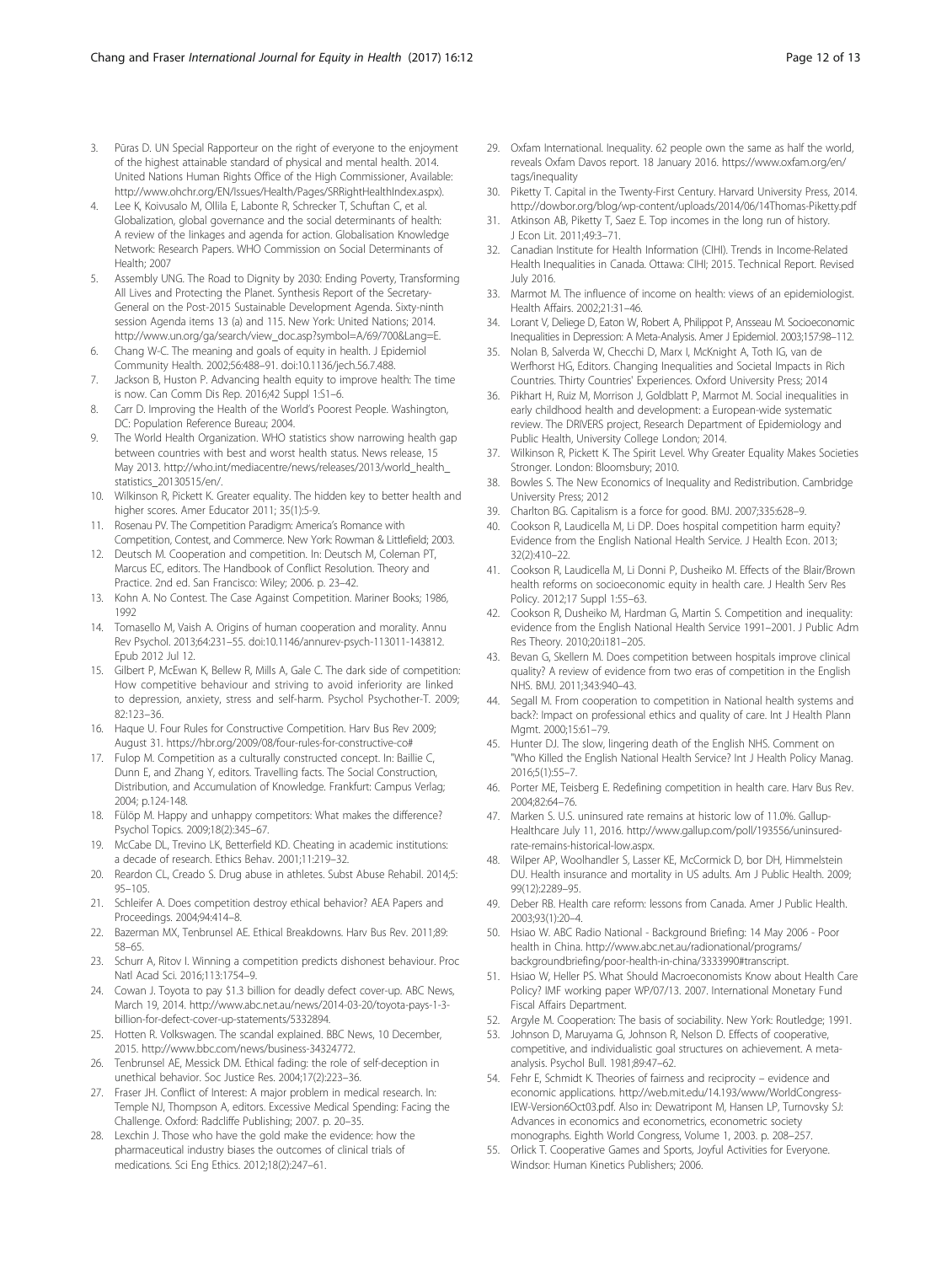3. Pūras D. UN Special Rapporteur on the right of everyone to the enjoyment of the highest attainable standard of physical and mental health. 2014. United Nations Human Rights Office of the High Commissioner, Available: http://www.ohchr.org/EN/Issues/Health/Pages/SRRightHealthIndex.aspx).
4. Lee K, Koivusalo M, Ollila E, Labonte R, Schrecker T, Schuftan C, et al. Globalization, global governance and the social determinants of health: A review of the linkages and agenda for action. Globalisation Knowledge Network: Research Papers. WHO Commission on Social Determinants of Health; 2007
5. Assembly UNG. The Road to Dignity by 2030: Ending Poverty, Transforming All Lives and Protecting the Planet. Synthesis Report of the Secretary-General on the Post-2015 Sustainable Development Agenda. Sixty-ninth session Agenda items 13 (a) and 115. New York: United Nations; 2014. http://www.un.org/ga/search/view_doc.asp?symbol=A/69/700&Lang=E.
6. Chang W-C. The meaning and goals of equity in health. J Epidemiol Community Health. 2002;56:488–91. doi:10.1136/jech.56.7.488.
7. Jackson B, Huston P. Advancing health equity to improve health: The time is now. Can Comm Dis Rep. 2016;42 Suppl 1:S1–6.
8. Carr D. Improving the Health of the World's Poorest People. Washington, DC: Population Reference Bureau; 2004.
9. The World Health Organization. WHO statistics show narrowing health gap between countries with best and worst health status. News release, 15 May 2013. http://who.int/mediacentre/news/releases/2013/world_health_statistics_20130515/en/.
10. Wilkinson R, Pickett K. Greater equality. The hidden key to better health and higher scores. Amer Educator 2011; 35(1):5-9.
11. Rosenau PV. The Competition Paradigm: America's Romance with Competition, Contest, and Commerce. New York: Rowman & Littlefield; 2003.
12. Deutsch M. Cooperation and competition. In: Deutsch M, Coleman PT, Marcus EC, editors. The Handbook of Conflict Resolution. Theory and Practice. 2nd ed. San Francisco: Wiley; 2006. p. 23–42.
13. Kohn A. No Contest. The Case Against Competition. Mariner Books; 1986, 1992
14. Tomasello M, Vaish A. Origins of human cooperation and morality. Annu Rev Psychol. 2013;64:231–55. doi:10.1146/annurev-psych-113011-143812. Epub 2012 Jul 12.
15. Gilbert P, McEwan K, Bellew R, Mills A, Gale C. The dark side of competition: How competitive behaviour and striving to avoid inferiority are linked to depression, anxiety, stress and self-harm. Psychol Psychother-T. 2009; 82:123–36.
16. Haque U. Four Rules for Constructive Competition. Harv Bus Rev 2009; August 31. https://hbr.org/2009/08/four-rules-for-constructive-co#
17. Fulop M. Competition as a culturally constructed concept. In: Baillie C, Dunn E, and Zhang Y, editors. Travelling facts. The Social Construction, Distribution, and Accumulation of Knowledge. Frankfurt: Campus Verlag; 2004; p.124-148.
18. Fülöp M. Happy and unhappy competitors: What makes the difference? Psychol Topics. 2009;18(2):345–67.
19. McCabe DL, Trevino LK, Betterfield KD. Cheating in academic institutions: a decade of research. Ethics Behav. 2001;11:219–32.
20. Reardon CL, Creado S. Drug abuse in athletes. Subst Abuse Rehabil. 2014;5: 95–105.
21. Schleifer A. Does competition destroy ethical behavior? AEA Papers and Proceedings. 2004;94:414–8.
22. Bazerman MX, Tenbrunsel AE. Ethical Breakdowns. Harv Bus Rev. 2011;89: 58–65.
23. Schurr A, Ritov I. Winning a competition predicts dishonest behaviour. Proc Natl Acad Sci. 2016;113:1754–9.
24. Cowan J. Toyota to pay $1.3 billion for deadly defect cover-up. ABC News, March 19, 2014. http://www.abc.net.au/news/2014-03-20/toyota-pays-1-3-billion-for-defect-cover-up-statements/5332894.
25. Hotten R. Volkswagen. The scandal explained. BBC News, 10 December, 2015. http://www.bbc.com/news/business-34324772.
26. Tenbrunsel AE, Messick DM. Ethical fading: the role of self-deception in unethical behavior. Soc Justice Res. 2004;17(2):223–36.
27. Fraser JH. Conflict of Interest: A major problem in medical research. In: Temple NJ, Thompson A, editors. Excessive Medical Spending: Facing the Challenge. Oxford: Radcliffe Publishing; 2007. p. 20–35.
28. Lexchin J. Those who have the gold make the evidence: how the pharmaceutical industry biases the outcomes of clinical trials of medications. Sci Eng Ethics. 2012;18(2):247–61.
29. Oxfam International. Inequality. 62 people own the same as half the world, reveals Oxfam Davos report. 18 January 2016. https://www.oxfam.org/en/tags/inequality
30. Piketty T. Capital in the Twenty-First Century. Harvard University Press, 2014. http://dowbor.org/blog/wp-content/uploads/2014/06/14Thomas-Piketty.pdf
31. Atkinson AB, Piketty T, Saez E. Top incomes in the long run of history. J Econ Lit. 2011;49:3–71.
32. Canadian Institute for Health Information (CIHI). Trends in Income-Related Health Inequalities in Canada. Ottawa: CIHI; 2015. Technical Report. Revised July 2016.
33. Marmot M. The influence of income on health: views of an epidemiologist. Health Affairs. 2002;21:31–46.
34. Lorant V, Deliege D, Eaton W, Robert A, Philippot P, Ansseau M. Socioeconomic Inequalities in Depression: A Meta-Analysis. Amer J Epidemiol. 2003;157:98–112.
35. Nolan B, Salverda W, Checchi D, Marx I, McKnight A, Toth IG, van de Werfhorst HG, Editors. Changing Inequalities and Societal Impacts in Rich Countries. Thirty Countries' Experiences. Oxford University Press; 2014
36. Pikhart H, Ruiz M, Morrison J, Goldblatt P, Marmot M. Social inequalities in early childhood health and development: a European-wide systematic review. The DRIVERS project, Research Department of Epidemiology and Public Health, University College London; 2014.
37. Wilkinson R, Pickett K. The Spirit Level. Why Greater Equality Makes Societies Stronger. London: Bloomsbury; 2010.
38. Bowles S. The New Economics of Inequality and Redistribution. Cambridge University Press; 2012
39. Charlton BG. Capitalism is a force for good. BMJ. 2007;335:628–9.
40. Cookson R, Laudicella M, Li DP. Does hospital competition harm equity? Evidence from the English National Health Service. J Health Econ. 2013; 32(2):410–22.
41. Cookson R, Laudicella M, Li Donni P, Dusheiko M. Effects of the Blair/Brown health reforms on socioeconomic equity in health care. J Health Serv Res Policy. 2012;17 Suppl 1:55–63.
42. Cookson R, Dusheiko M, Hardman G, Martin S. Competition and inequality: evidence from the English National Health Service 1991–2001. J Public Adm Res Theory. 2010;20:i181–205.
43. Bevan G, Skellern M. Does competition between hospitals improve clinical quality? A review of evidence from two eras of competition in the English NHS. BMJ. 2011;343:940–43.
44. Segall M. From cooperation to competition in National health systems and back?: Impact on professional ethics and quality of care. Int J Health Plann Mgmt. 2000;15:61–79.
45. Hunter DJ. The slow, lingering death of the English NHS. Comment on "Who Killed the English National Health Service? Int J Health Policy Manag. 2016;5(1):55–7.
46. Porter ME, Teisberg E. Redefining competition in health care. Harv Bus Rev. 2004;82:64–76.
47. Marken S. U.S. uninsured rate remains at historic low of 11.0%. Gallup-Healthcare July 11, 2016. http://www.gallup.com/poll/193556/uninsured-rate-remains-historical-low.aspx.
48. Wilper AP, Woolhandler S, Lasser KE, McCormick D, bor DH, Himmelstein DU. Health insurance and mortality in US adults. Am J Public Health. 2009; 99(12):2289–95.
49. Deber RB. Health care reform: lessons from Canada. Amer J Public Health. 2003;93(1):20–4.
50. Hsiao W. ABC Radio National - Background Briefing: 14 May 2006 - Poor health in China. http://www.abc.net.au/radionational/programs/backgroundbriefing/poor-health-in-china/3333990#transcript.
51. Hsiao W, Heller PS. What Should Macroeconomists Know about Health Care Policy? IMF working paper WP/07/13. 2007. International Monetary Fund Fiscal Affairs Department.
52. Argyle M. Cooperation: The basis of sociability. New York: Routledge; 1991.
53. Johnson D, Maruyama G, Johnson R, Nelson D. Effects of cooperative, competitive, and individualistic goal structures on achievement. A meta-analysis. Psychol Bull. 1981;89:47–62.
54. Fehr E, Schmidt K. Theories of fairness and reciprocity – evidence and economic applications. http://web.mit.edu/14.193/www/WorldCongress-IEW-Version6Oct03.pdf. Also in: Dewatripont M, Hansen LP, Turnovsky SJ: Advances in economics and econometrics, econometric society monographs. Eighth World Congress, Volume 1, 2003. p. 208–257.
55. Orlick T. Cooperative Games and Sports, Joyful Activities for Everyone. Windsor: Human Kinetics Publishers; 2006.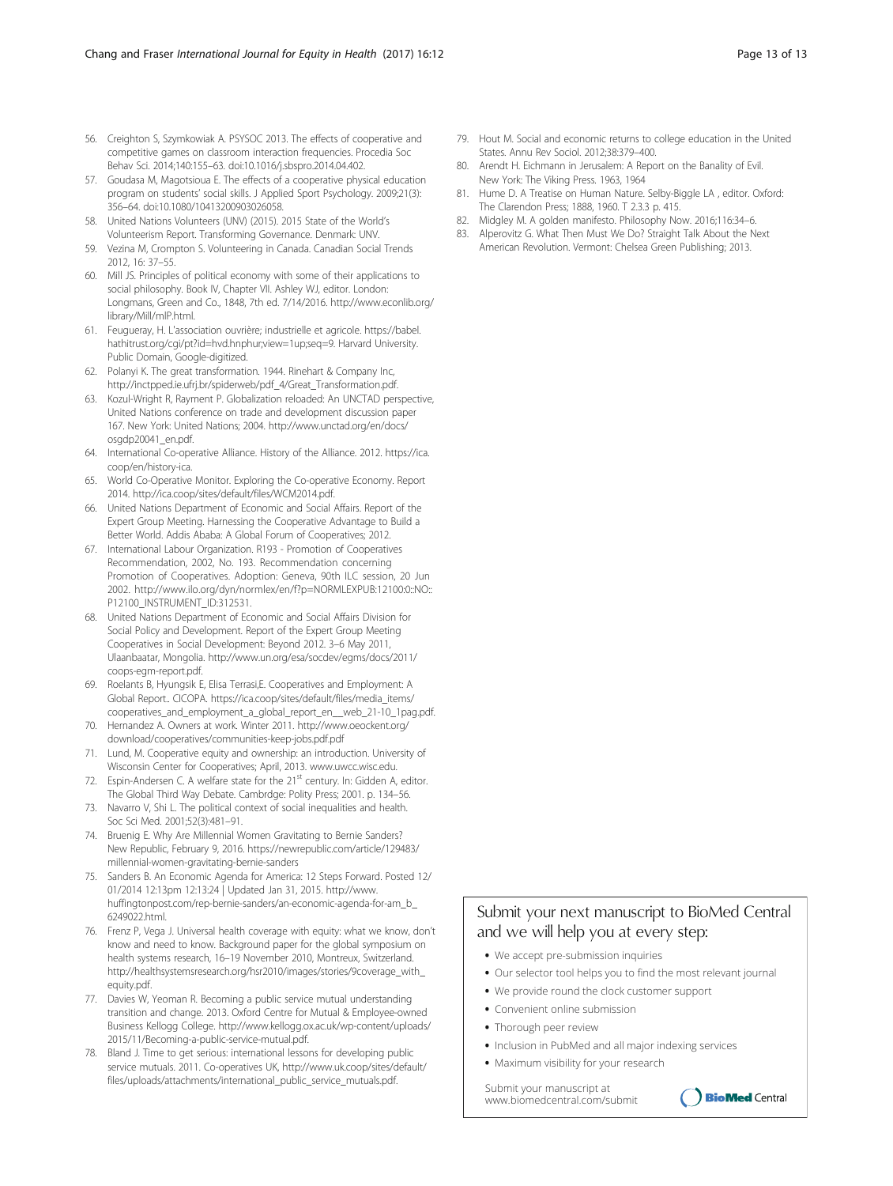56. Creighton S, Szymkowiak A. PSYSOC 2013. The effects of cooperative and competitive games on classroom interaction frequencies. Procedia Soc Behav Sci. 2014;140:155–63. doi:10.1016/j.sbspro.2014.04.402.
57. Goudasa M, Magotsioua E. The effects of a cooperative physical education program on students' social skills. J Applied Sport Psychology. 2009;21(3): 356–64. doi:10.1080/10413200903026058.
58. United Nations Volunteers (UNV) (2015). 2015 State of the World's Volunteerism Report. Transforming Governance. Denmark: UNV.
59. Vezina M, Crompton S. Volunteering in Canada. Canadian Social Trends 2012, 16: 37–55.
60. Mill JS. Principles of political economy with some of their applications to social philosophy. Book IV, Chapter VII. Ashley WJ, editor. London: Longmans, Green and Co., 1848, 7th ed. 7/14/2016. http://www.econlib.org/library/Mill/mlP.html.
61. Feugueray, H. L'association ouvrière; industrielle et agricole. https://babel.hathitrust.org/cgi/pt?id=hvd.hnphur;view=1up;seq=9. Harvard University. Public Domain, Google-digitized.
62. Polanyi K. The great transformation. 1944. Rinehart & Company Inc, http://inctpped.ie.ufrj.br/spiderweb/pdf_4/Great_Transformation.pdf.
63. Kozul-Wright R, Rayment P. Globalization reloaded: An UNCTAD perspective, United Nations conference on trade and development discussion paper 167. New York: United Nations; 2004. http://www.unctad.org/en/docs/osgdp20041_en.pdf.
64. International Co-operative Alliance. History of the Alliance. 2012. https://ica.coop/en/history-ica.
65. World Co-Operative Monitor. Exploring the Co-operative Economy. Report 2014. http://ica.coop/sites/default/files/WCM2014.pdf.
66. United Nations Department of Economic and Social Affairs. Report of the Expert Group Meeting. Harnessing the Cooperative Advantage to Build a Better World. Addis Ababa: A Global Forum of Cooperatives; 2012.
67. International Labour Organization. R193 - Promotion of Cooperatives Recommendation, 2002, No. 193. Recommendation concerning Promotion of Cooperatives. Adoption: Geneva, 90th ILC session, 20 Jun 2002. http://www.ilo.org/dyn/normlex/en/f?p=NORMLEXPUB:12100:0::NO::P12100_INSTRUMENT_ID:312531.
68. United Nations Department of Economic and Social Affairs Division for Social Policy and Development. Report of the Expert Group Meeting Cooperatives in Social Development: Beyond 2012. 3–6 May 2011, Ulaanbaatar, Mongolia. http://www.un.org/esa/socdev/egms/docs/2011/coops-egm-report.pdf.
69. Roelants B, Hyungsik E, Elisa Terrasi,E. Cooperatives and Employment: A Global Report.. CICOPA. https://ica.coop/sites/default/files/media_items/cooperatives_and_employment_a_global_report_en__web_21-10_1pag.pdf.
70. Hernandez A. Owners at work. Winter 2011. http://www.oeockent.org/download/cooperatives/communities-keep-jobs.pdf.pdf
71. Lund, M. Cooperative equity and ownership: an introduction. University of Wisconsin Center for Cooperatives; April, 2013. www.uwcc.wisc.edu.
72. Espin-Andersen C. A welfare state for the 21st century. In: Gidden A, editor. The Global Third Way Debate. Cambrdge: Polity Press; 2001. p. 134–56.
73. Navarro V, Shi L. The political context of social inequalities and health. Soc Sci Med. 2001;52(3):481–91.
74. Bruenig E. Why Are Millennial Women Gravitating to Bernie Sanders? New Republic, February 9, 2016. https://newrepublic.com/article/129483/millennial-women-gravitating-bernie-sanders
75. Sanders B. An Economic Agenda for America: 12 Steps Forward. Posted 12/01/2014 12:13pm 12:13:24 | Updated Jan 31, 2015. http://www.huffingtonpost.com/rep-bernie-sanders/an-economic-agenda-for-am_b_6249022.html.
76. Frenz P, Vega J. Universal health coverage with equity: what we know, don't know and need to know. Background paper for the global symposium on health systems research, 16–19 November 2010, Montreux, Switzerland. http://healthsystemsresearch.org/hsr2010/images/stories/9coverage_with_equity.pdf.
77. Davies W, Yeoman R. Becoming a public service mutual understanding transition and change. 2013. Oxford Centre for Mutual & Employee-owned Business Kellogg College. http://www.kellogg.ox.ac.uk/wp-content/uploads/2015/11/Becoming-a-public-service-mutual.pdf.
78. Bland J. Time to get serious: international lessons for developing public service mutuals. 2011. Co-operatives UK, http://www.uk.coop/sites/default/files/uploads/attachments/international_public_service_mutuals.pdf.
79. Hout M. Social and economic returns to college education in the United States. Annu Rev Sociol. 2012;38:379–400.
80. Arendt H. Eichmann in Jerusalem: A Report on the Banality of Evil. New York: The Viking Press. 1963, 1964
81. Hume D. A Treatise on Human Nature. Selby-Biggle LA , editor. Oxford: The Clarendon Press; 1888, 1960. T 2.3.3 p. 415.
82. Midgley M. A golden manifesto. Philosophy Now. 2016;116:34–6.
83. Alperovitz G. What Then Must We Do? Straight Talk About the Next American Revolution. Vermont: Chelsea Green Publishing; 2013.

Submit your next manuscript to BioMed Central and we will help you at every step:

- We accept pre-submission inquiries
- Our selector tool helps you to find the most relevant journal
- We provide round the clock customer support
- Convenient online submission
- Thorough peer review
- Inclusion in PubMed and all major indexing services
- Maximum visibility for your research

Submit your manuscript at
www.biomedcentral.com/submit

BioMed Central